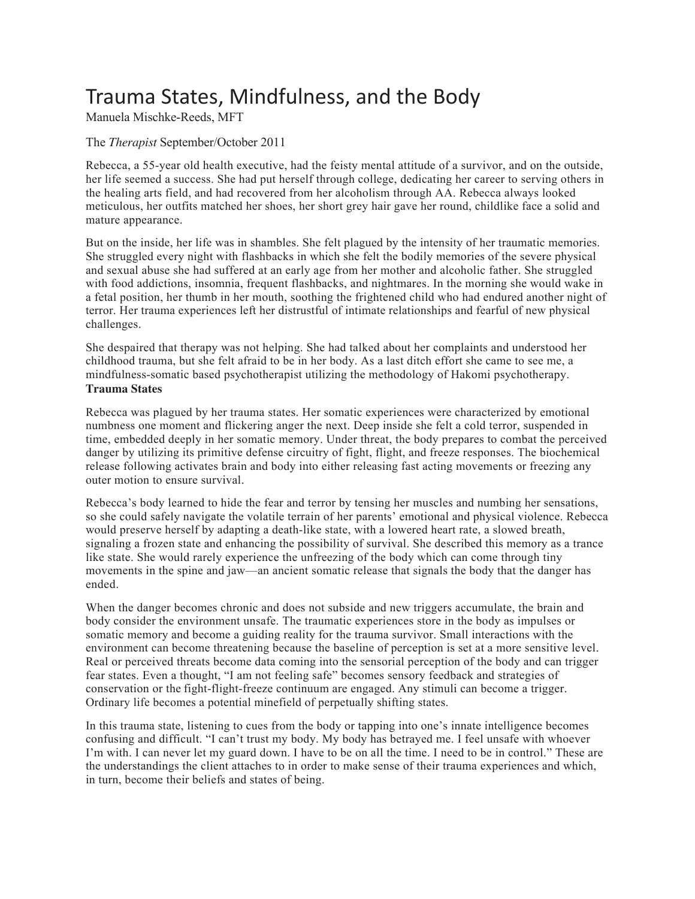# Trauma States, Mindfulness, and the Body

Manuela Mischke-Reeds, MFT

The *Therapist* September/October 2011

Rebecca, a 55-year old health executive, had the feisty mental attitude of a survivor, and on the outside, her life seemed a success. She had put herself through college, dedicating her career to serving others in the healing arts field, and had recovered from her alcoholism through AA. Rebecca always looked meticulous, her outfits matched her shoes, her short grey hair gave her round, childlike face a solid and mature appearance.

But on the inside, her life was in shambles. She felt plagued by the intensity of her traumatic memories. She struggled every night with flashbacks in which she felt the bodily memories of the severe physical and sexual abuse she had suffered at an early age from her mother and alcoholic father. She struggled with food addictions, insomnia, frequent flashbacks, and nightmares. In the morning she would wake in a fetal position, her thumb in her mouth, soothing the frightened child who had endured another night of terror. Her trauma experiences left her distrustful of intimate relationships and fearful of new physical challenges.

She despaired that therapy was not helping. She had talked about her complaints and understood her childhood trauma, but she felt afraid to be in her body. As a last ditch effort she came to see me, a mindfulness-somatic based psychotherapist utilizing the methodology of Hakomi psychotherapy.

## Trauma States

Rebecca was plagued by her trauma states. Her somatic experiences were characterized by emotional numbness one moment and flickering anger the next. Deep inside she felt a cold terror, suspended in time, embedded deeply in her somatic memory. Under threat, the body prepares to combat the perceived danger by utilizing its primitive defense circuitry of fight, flight, and freeze responses. The biochemical release following activates brain and body into either releasing fast acting movements or freezing any outer motion to ensure survival.

Rebecca's body learned to hide the fear and terror by tensing her muscles and numbing her sensations, so she could safely navigate the volatile terrain of her parents' emotional and physical violence. Rebecca would preserve herself by adapting a death-like state, with a lowered heart rate, a slowed breath, signaling a frozen state and enhancing the possibility of survival. She described this memory as a trance like state. She would rarely experience the unfreezing of the body which can come through tiny movements in the spine and jaw—an ancient somatic release that signals the body that the danger has ended.

When the danger becomes chronic and does not subside and new triggers accumulate, the brain and body consider the environment unsafe. The traumatic experiences store in the body as impulses or somatic memory and become a guiding reality for the trauma survivor. Small interactions with the environment can become threatening because the baseline of perception is set at a more sensitive level. Real or perceived threats become data coming into the sensorial perception of the body and can trigger fear states. Even a thought, "I am not feeling safe" becomes sensory feedback and strategies of conservation or the fight-flight-freeze continuum are engaged. Any stimuli can become a trigger. Ordinary life becomes a potential minefield of perpetually shifting states.

In this trauma state, listening to cues from the body or tapping into one's innate intelligence becomes confusing and difficult. "I can't trust my body. My body has betrayed me. I feel unsafe with whoever I'm with. I can never let my guard down. I have to be on all the time. I need to be in control." These are the understandings the client attaches to in order to make sense of their trauma experiences and which, in turn, become their beliefs and states of being.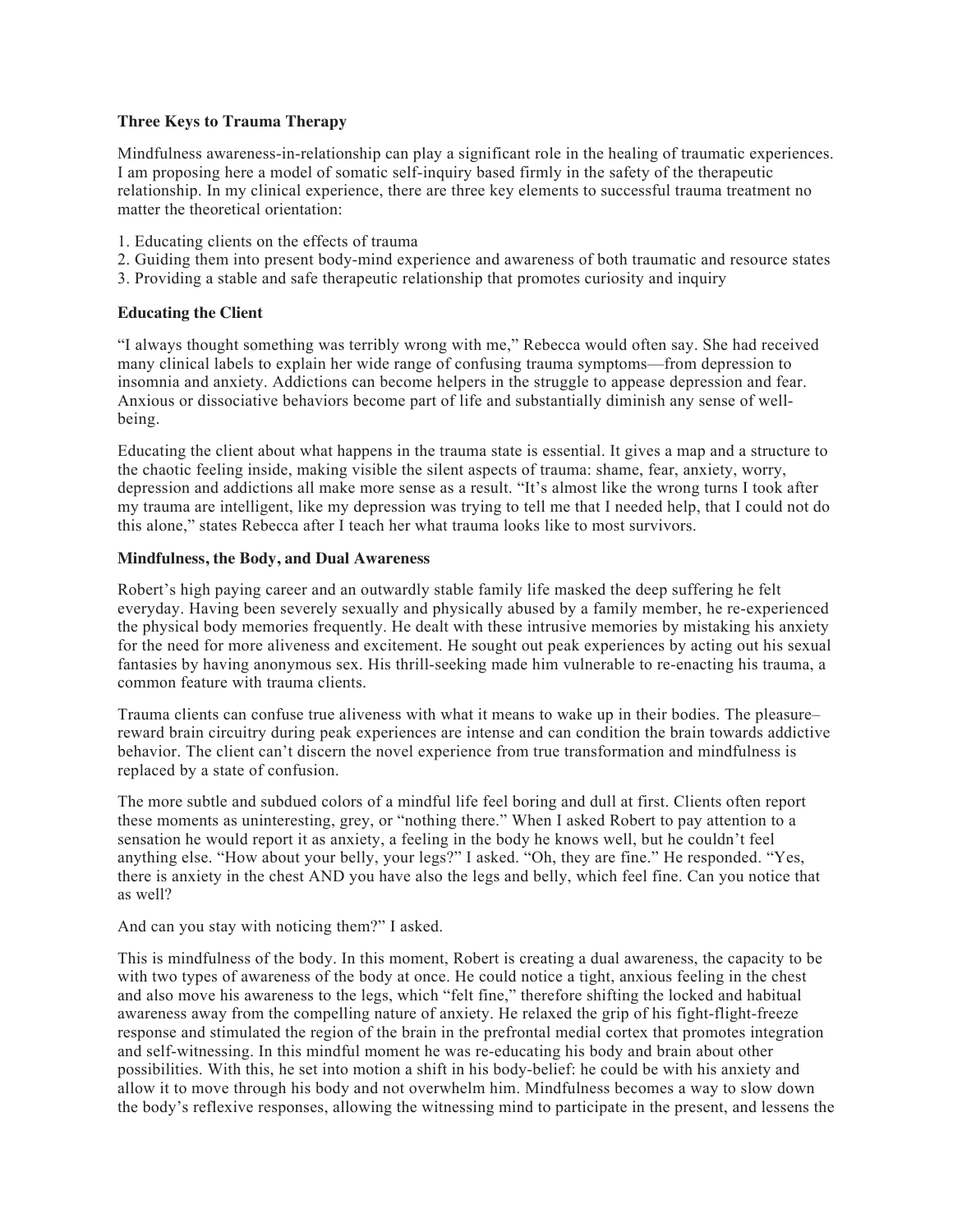**Three Keys to Trauma Therapy**

Mindfulness awareness-in-relationship can play a significant role in the healing of traumatic experiences. I am proposing here a model of somatic self-inquiry based firmly in the safety of the therapeutic relationship. In my clinical experience, there are three key elements to successful trauma treatment no matter the theoretical orientation:

1. Educating clients on the effects of trauma
2. Guiding them into present body-mind experience and awareness of both traumatic and resource states
3. Providing a stable and safe therapeutic relationship that promotes curiosity and inquiry

**Educating the Client**

"I always thought something was terribly wrong with me," Rebecca would often say. She had received many clinical labels to explain her wide range of confusing trauma symptoms—from depression to insomnia and anxiety. Addictions can become helpers in the struggle to appease depression and fear. Anxious or dissociative behaviors become part of life and substantially diminish any sense of well-being.

Educating the client about what happens in the trauma state is essential. It gives a map and a structure to the chaotic feeling inside, making visible the silent aspects of trauma: shame, fear, anxiety, worry, depression and addictions all make more sense as a result. "It's almost like the wrong turns I took after my trauma are intelligent, like my depression was trying to tell me that I needed help, that I could not do this alone," states Rebecca after I teach her what trauma looks like to most survivors.

**Mindfulness, the Body, and Dual Awareness**

Robert's high paying career and an outwardly stable family life masked the deep suffering he felt everyday. Having been severely sexually and physically abused by a family member, he re-experienced the physical body memories frequently. He dealt with these intrusive memories by mistaking his anxiety for the need for more aliveness and excitement. He sought out peak experiences by acting out his sexual fantasies by having anonymous sex. His thrill-seeking made him vulnerable to re-enacting his trauma, a common feature with trauma clients.

Trauma clients can confuse true aliveness with what it means to wake up in their bodies. The pleasure–reward brain circuitry during peak experiences are intense and can condition the brain towards addictive behavior. The client can't discern the novel experience from true transformation and mindfulness is replaced by a state of confusion.

The more subtle and subdued colors of a mindful life feel boring and dull at first. Clients often report these moments as uninteresting, grey, or "nothing there." When I asked Robert to pay attention to a sensation he would report it as anxiety, a feeling in the body he knows well, but he couldn't feel anything else. "How about your belly, your legs?" I asked. "Oh, they are fine." He responded. "Yes, there is anxiety in the chest AND you have also the legs and belly, which feel fine. Can you notice that as well?

And can you stay with noticing them?" I asked.

This is mindfulness of the body. In this moment, Robert is creating a dual awareness, the capacity to be with two types of awareness of the body at once. He could notice a tight, anxious feeling in the chest and also move his awareness to the legs, which "felt fine," therefore shifting the locked and habitual awareness away from the compelling nature of anxiety. He relaxed the grip of his fight-flight-freeze response and stimulated the region of the brain in the prefrontal medial cortex that promotes integration and self-witnessing. In this mindful moment he was re-educating his body and brain about other possibilities. With this, he set into motion a shift in his body-belief: he could be with his anxiety and allow it to move through his body and not overwhelm him. Mindfulness becomes a way to slow down the body's reflexive responses, allowing the witnessing mind to participate in the present, and lessens the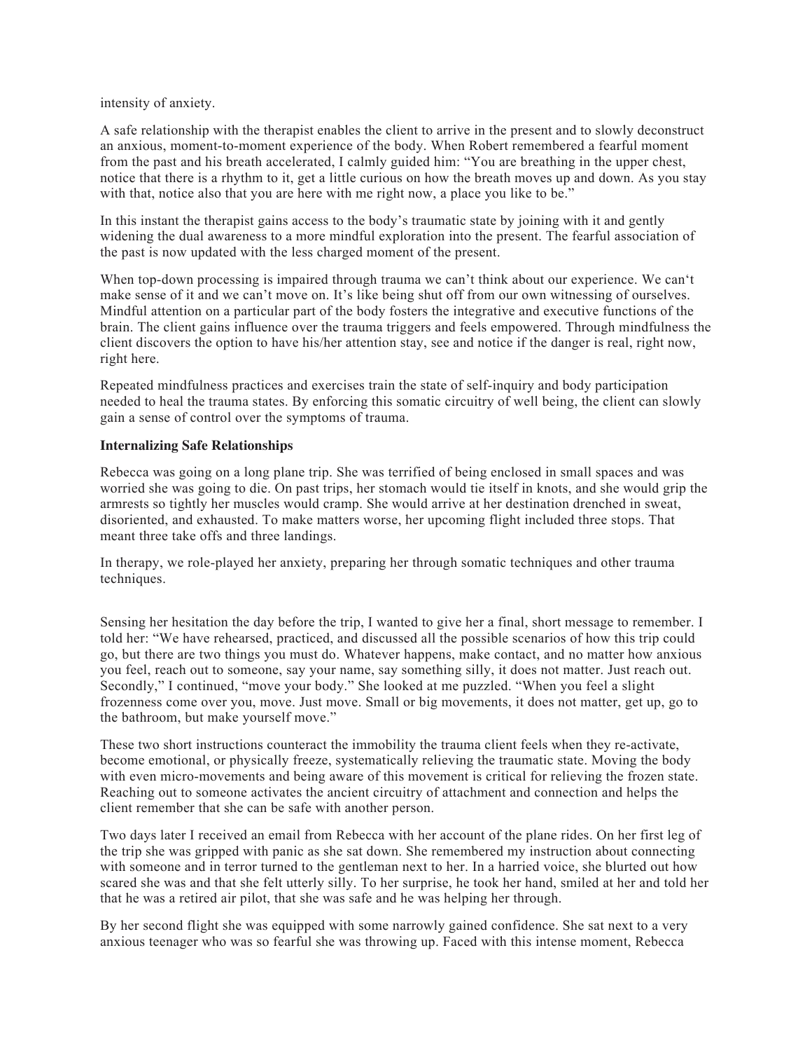intensity of anxiety.

A safe relationship with the therapist enables the client to arrive in the present and to slowly deconstruct an anxious, moment-to-moment experience of the body. When Robert remembered a fearful moment from the past and his breath accelerated, I calmly guided him: “You are breathing in the upper chest, notice that there is a rhythm to it, get a little curious on how the breath moves up and down. As you stay with that, notice also that you are here with me right now, a place you like to be.”

In this instant the therapist gains access to the body’s traumatic state by joining with it and gently widening the dual awareness to a more mindful exploration into the present. The fearful association of the past is now updated with the less charged moment of the present.

When top-down processing is impaired through trauma we can’t think about our experience. We can‘t make sense of it and we can’t move on. It’s like being shut off from our own witnessing of ourselves. Mindful attention on a particular part of the body fosters the integrative and executive functions of the brain. The client gains influence over the trauma triggers and feels empowered. Through mindfulness the client discovers the option to have his/her attention stay, see and notice if the danger is real, right now, right here.

Repeated mindfulness practices and exercises train the state of self-inquiry and body participation needed to heal the trauma states. By enforcing this somatic circuitry of well being, the client can slowly gain a sense of control over the symptoms of trauma.

**Internalizing Safe Relationships**

Rebecca was going on a long plane trip. She was terrified of being enclosed in small spaces and was worried she was going to die. On past trips, her stomach would tie itself in knots, and she would grip the armrests so tightly her muscles would cramp. She would arrive at her destination drenched in sweat, disoriented, and exhausted. To make matters worse, her upcoming flight included three stops. That meant three take offs and three landings.

In therapy, we role-played her anxiety, preparing her through somatic techniques and other trauma techniques.

Sensing her hesitation the day before the trip, I wanted to give her a final, short message to remember. I told her: “We have rehearsed, practiced, and discussed all the possible scenarios of how this trip could go, but there are two things you must do. Whatever happens, make contact, and no matter how anxious you feel, reach out to someone, say your name, say something silly, it does not matter. Just reach out. Secondly,” I continued, “move your body.” She looked at me puzzled. “When you feel a slight frozenness come over you, move. Just move. Small or big movements, it does not matter, get up, go to the bathroom, but make yourself move.”

These two short instructions counteract the immobility the trauma client feels when they re-activate, become emotional, or physically freeze, systematically relieving the traumatic state. Moving the body with even micro-movements and being aware of this movement is critical for relieving the frozen state. Reaching out to someone activates the ancient circuitry of attachment and connection and helps the client remember that she can be safe with another person.

Two days later I received an email from Rebecca with her account of the plane rides. On her first leg of the trip she was gripped with panic as she sat down. She remembered my instruction about connecting with someone and in terror turned to the gentleman next to her. In a harried voice, she blurted out how scared she was and that she felt utterly silly. To her surprise, he took her hand, smiled at her and told her that he was a retired air pilot, that she was safe and he was helping her through.

By her second flight she was equipped with some narrowly gained confidence. She sat next to a very anxious teenager who was so fearful she was throwing up. Faced with this intense moment, Rebecca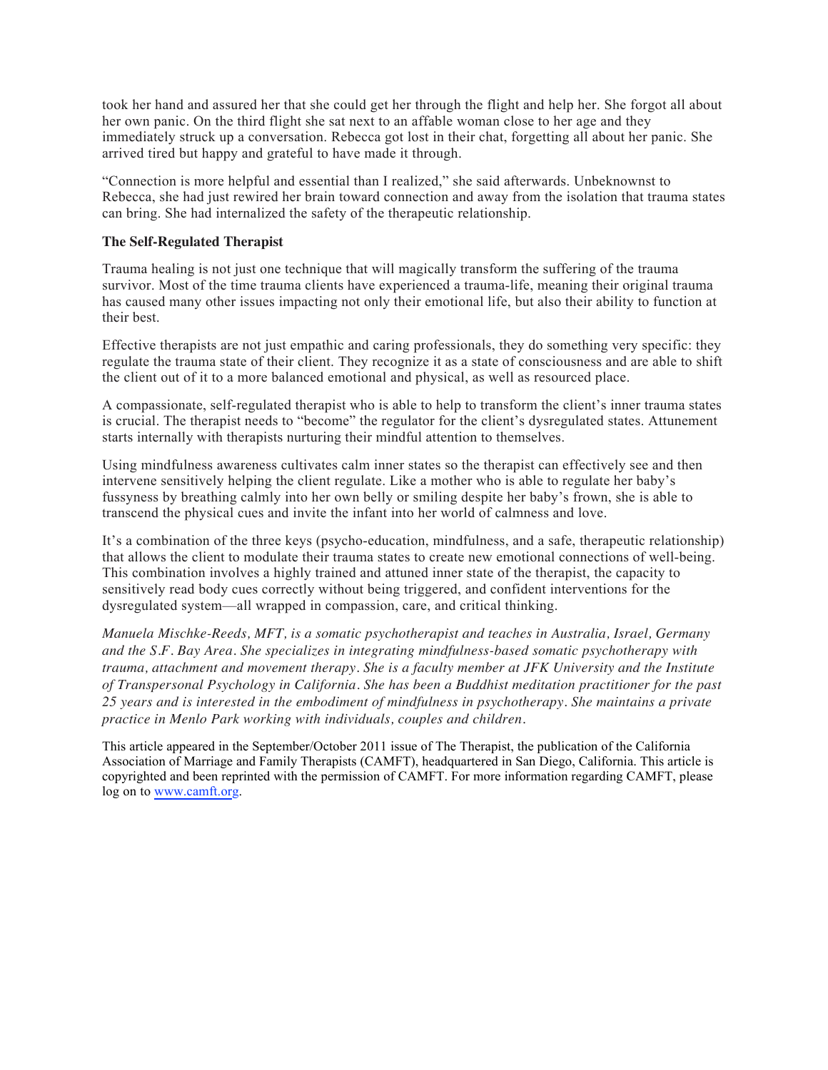took her hand and assured her that she could get her through the flight and help her. She forgot all about her own panic. On the third flight she sat next to an affable woman close to her age and they immediately struck up a conversation. Rebecca got lost in their chat, forgetting all about her panic. She arrived tired but happy and grateful to have made it through.

"Connection is more helpful and essential than I realized," she said afterwards. Unbeknownst to Rebecca, she had just rewired her brain toward connection and away from the isolation that trauma states can bring. She had internalized the safety of the therapeutic relationship.

**The Self-Regulated Therapist**

Trauma healing is not just one technique that will magically transform the suffering of the trauma survivor. Most of the time trauma clients have experienced a trauma-life, meaning their original trauma has caused many other issues impacting not only their emotional life, but also their ability to function at their best.

Effective therapists are not just empathic and caring professionals, they do something very specific: they regulate the trauma state of their client. They recognize it as a state of consciousness and are able to shift the client out of it to a more balanced emotional and physical, as well as resourced place.

A compassionate, self-regulated therapist who is able to help to transform the client's inner trauma states is crucial. The therapist needs to "become" the regulator for the client's dysregulated states. Attunement starts internally with therapists nurturing their mindful attention to themselves.

Using mindfulness awareness cultivates calm inner states so the therapist can effectively see and then intervene sensitively helping the client regulate. Like a mother who is able to regulate her baby's fussyness by breathing calmly into her own belly or smiling despite her baby's frown, she is able to transcend the physical cues and invite the infant into her world of calmness and love.

It's a combination of the three keys (psycho-education, mindfulness, and a safe, therapeutic relationship) that allows the client to modulate their trauma states to create new emotional connections of well-being. This combination involves a highly trained and attuned inner state of the therapist, the capacity to sensitively read body cues correctly without being triggered, and confident interventions for the dysregulated system—all wrapped in compassion, care, and critical thinking.

*Manuela Mischke-Reeds, MFT, is a somatic psychotherapist and teaches in Australia, Israel, Germany and the S.F. Bay Area. She specializes in integrating mindfulness-based somatic psychotherapy with trauma, attachment and movement therapy. She is a faculty member at JFK University and the Institute of Transpersonal Psychology in California. She has been a Buddhist meditation practitioner for the past 25 years and is interested in the embodiment of mindfulness in psychotherapy. She maintains a private practice in Menlo Park working with individuals, couples and children.*

This article appeared in the September/October 2011 issue of The Therapist, the publication of the California Association of Marriage and Family Therapists (CAMFT), headquartered in San Diego, California. This article is copyrighted and been reprinted with the permission of CAMFT. For more information regarding CAMFT, please log on to www.camft.org.